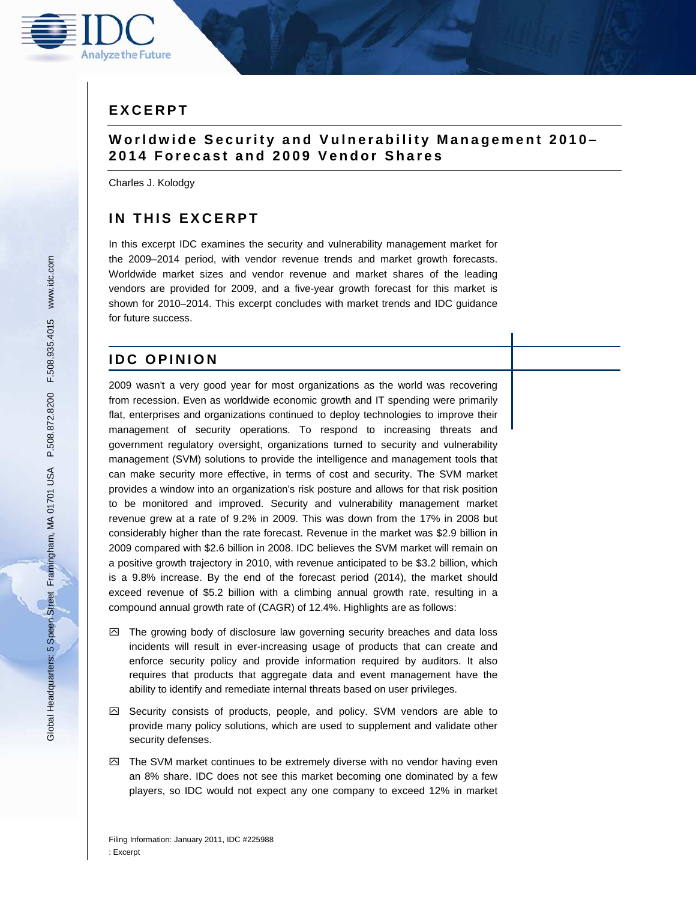# EXCERPT

## Worldwide Security and Vulnerability Management 2010–2014 Forecast and 2009 Vendor Shares

Charles J. Kolodgy

## IN THIS EXCERPT

In this excerpt IDC examines the security and vulnerability management market for the 2009–2014 period, with vendor revenue trends and market growth forecasts. Worldwide market sizes and vendor revenue and market shares of the leading vendors are provided for 2009, and a five-year growth forecast for this market is shown for 2010–2014. This excerpt concludes with market trends and IDC guidance for future success.

## IDC OPINION

2009 wasn't a very good year for most organizations as the world was recovering from recession. Even as worldwide economic growth and IT spending were primarily flat, enterprises and organizations continued to deploy technologies to improve their management of security operations. To respond to increasing threats and government regulatory oversight, organizations turned to security and vulnerability management (SVM) solutions to provide the intelligence and management tools that can make security more effective, in terms of cost and security. The SVM market provides a window into an organization's risk posture and allows for that risk position to be monitored and improved. Security and vulnerability management market revenue grew at a rate of 9.2% in 2009. This was down from the 17% in 2008 but considerably higher than the rate forecast. Revenue in the market was $2.9 billion in 2009 compared with $2.6 billion in 2008. IDC believes the SVM market will remain on a positive growth trajectory in 2010, with revenue anticipated to be $3.2 billion, which is a 9.8% increase. By the end of the forecast period (2014), the market should exceed revenue of $5.2 billion with a climbing annual growth rate, resulting in a compound annual growth rate of (CAGR) of 12.4%. Highlights are as follows:

- The growing body of disclosure law governing security breaches and data loss incidents will result in ever-increasing usage of products that can create and enforce security policy and provide information required by auditors. It also requires that products that aggregate data and event management have the ability to identify and remediate internal threats based on user privileges.
- Security consists of products, people, and policy. SVM vendors are able to provide many policy solutions, which are used to supplement and validate other security defenses.
- The SVM market continues to be extremely diverse with no vendor having even an 8% share. IDC does not see this market becoming one dominated by a few players, so IDC would not expect any one company to exceed 12% in market

Filing Information: January 2011, IDC #225988
: Excerpt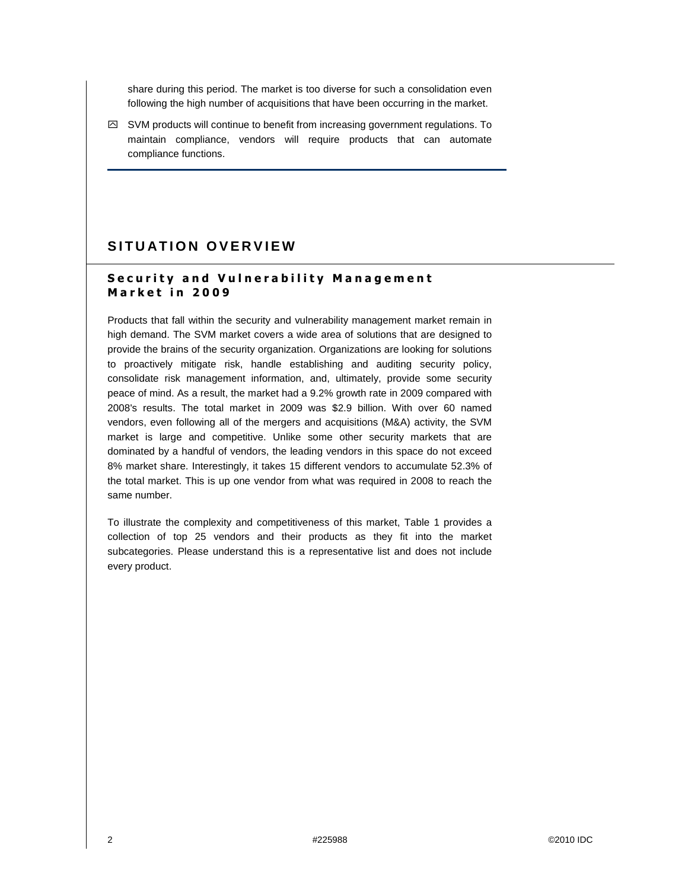share during this period. The market is too diverse for such a consolidation even following the high number of acquisitions that have been occurring in the market.

- SVM products will continue to benefit from increasing government regulations. To maintain compliance, vendors will require products that can automate compliance functions.

# SITUATION OVERVIEW

## Security and Vulnerability Management Market in 2009

Products that fall within the security and vulnerability management market remain in high demand. The SVM market covers a wide area of solutions that are designed to provide the brains of the security organization. Organizations are looking for solutions to proactively mitigate risk, handle establishing and auditing security policy, consolidate risk management information, and, ultimately, provide some security peace of mind. As a result, the market had a 9.2% growth rate in 2009 compared with 2008's results. The total market in 2009 was $2.9 billion. With over 60 named vendors, even following all of the mergers and acquisitions (M&A) activity, the SVM market is large and competitive. Unlike some other security markets that are dominated by a handful of vendors, the leading vendors in this space do not exceed 8% market share. Interestingly, it takes 15 different vendors to accumulate 52.3% of the total market. This is up one vendor from what was required in 2008 to reach the same number.

To illustrate the complexity and competitiveness of this market, Table 1 provides a collection of top 25 vendors and their products as they fit into the market subcategories. Please understand this is a representative list and does not include every product.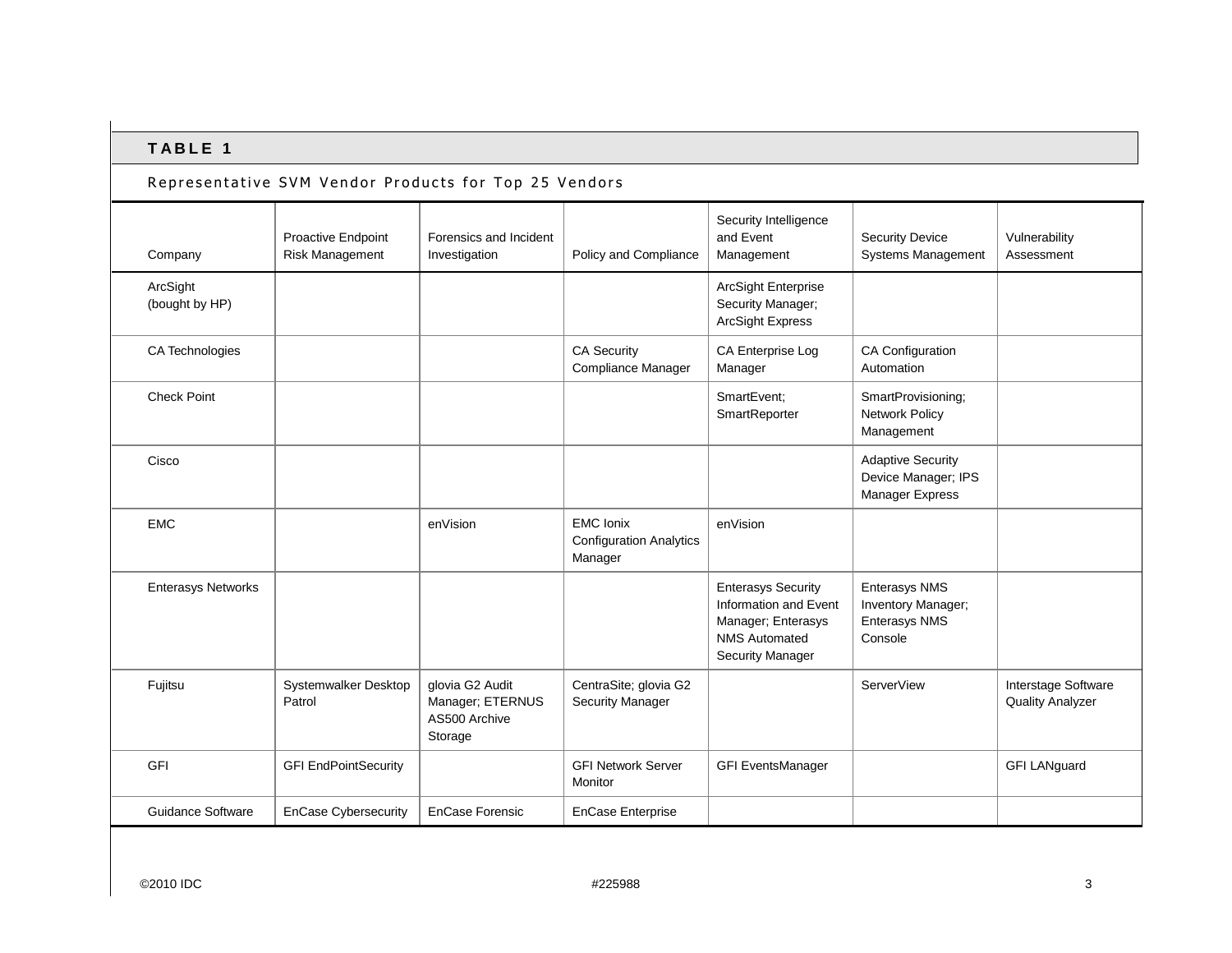**TABLE 1**

Representative SVM Vendor Products for Top 25 Vendors

| Company | Proactive Endpoint Risk Management | Forensics and Incident Investigation | Policy and Compliance | Security Intelligence and Event Management | Security Device Systems Management | Vulnerability Assessment |
|---|---|---|---|---|---|---|
| ArcSight (bought by HP) | | | | ArcSight Enterprise Security Manager; ArcSight Express | | |
| CA Technologies | | | CA Security Compliance Manager | CA Enterprise Log Manager | CA Configuration Automation | |
| Check Point | | | | SmartEvent; SmartReporter | SmartProvisioning; Network Policy Management | |
| Cisco | | | | | Adaptive Security Device Manager; IPS Manager Express | |
| EMC | | enVision | EMC Ionix Configuration Analytics Manager | enVision | | |
| Enterasys Networks | | | | Enterasys Security Information and Event Manager; Enterasys NMS Automated Security Manager | Enterasys NMS Inventory Manager; Enterasys NMS Console | |
| Fujitsu | Systemwalker Desktop Patrol | glovia G2 Audit Manager; ETERNUS AS500 Archive Storage | CentraSite; glovia G2 Security Manager | | ServerView | Interstage Software Quality Analyzer |
| GFI | GFI EndPointSecurity | | GFI Network Server Monitor | GFI EventsManager | | GFI LANguard |
| Guidance Software | EnCase Cybersecurity | EnCase Forensic | EnCase Enterprise | | | |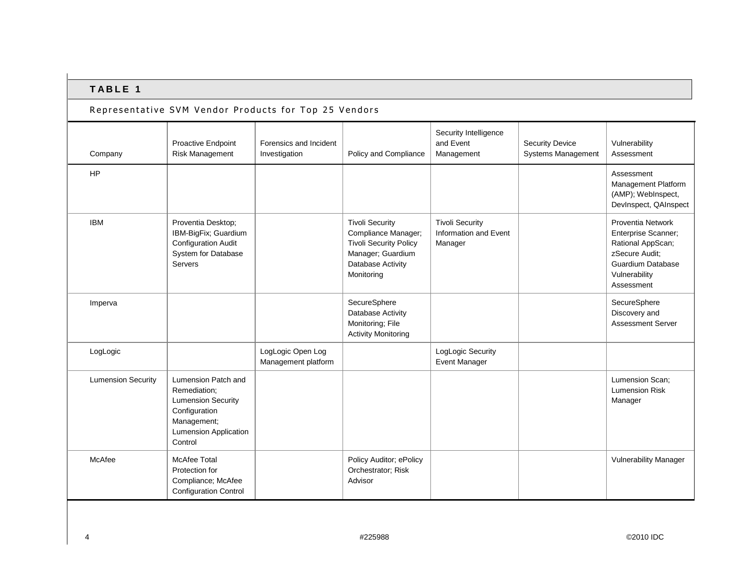**TABLE 1**

Representative SVM Vendor Products for Top 25 Vendors

| Company | Proactive Endpoint Risk Management | Forensics and Incident Investigation | Policy and Compliance | Security Intelligence and Event Management | Security Device Systems Management | Vulnerability Assessment |
|---|---|---|---|---|---|---|
| HP | | | | | | Assessment Management Platform (AMP); WebInspect, DevInspect, QAInspect |
| IBM | Proventia Desktop; IBM-BigFix; Guardium Configuration Audit System for Database Servers | | Tivoli Security Compliance Manager; Tivoli Security Policy Manager; Guardium Database Activity Monitoring | Tivoli Security Information and Event Manager | | Proventia Network Enterprise Scanner; Rational AppScan; zSecure Audit; Guardium Database Vulnerability Assessment |
| Imperva | | | SecureSphere Database Activity Monitoring; File Activity Monitoring | | | SecureSphere Discovery and Assessment Server |
| LogLogic | | LogLogic Open Log Management platform | | LogLogic Security Event Manager | | |
| Lumension Security | Lumension Patch and Remediation; Lumension Security Configuration Management; Lumension Application Control | | | | | Lumension Scan; Lumension Risk Manager |
| McAfee | McAfee Total Protection for Compliance; McAfee Configuration Control | | Policy Auditor; ePolicy Orchestrator; Risk Advisor | | | Vulnerability Manager |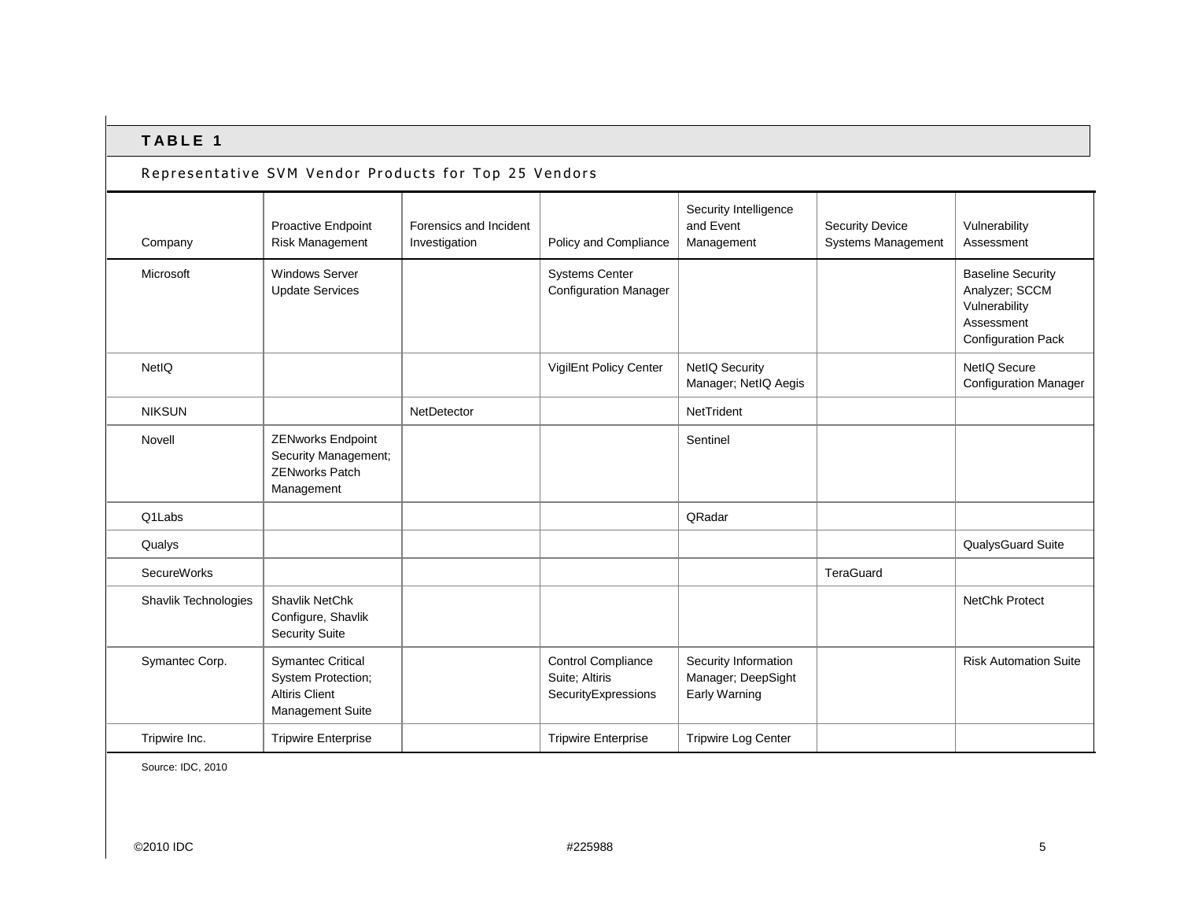## TABLE 1

Representative SVM Vendor Products for Top 25 Vendors

| Company | Proactive Endpoint Risk Management | Forensics and Incident Investigation | Policy and Compliance | Security Intelligence and Event Management | Security Device Systems Management | Vulnerability Assessment |
|---|---|---|---|---|---|---|
| Microsoft | Windows Server Update Services | | Systems Center Configuration Manager | | | Baseline Security Analyzer; SCCM Vulnerability Assessment Configuration Pack |
| NetIQ | | | VigilEnt Policy Center | NetIQ Security Manager; NetIQ Aegis | | NetIQ Secure Configuration Manager |
| NIKSUN | | NetDetector | | NetTrident | | |
| Novell | ZENworks Endpoint Security Management; ZENworks Patch Management | | | Sentinel | | |
| Q1Labs | | | | QRadar | | |
| Qualys | | | | | | QualysGuard Suite |
| SecureWorks | | | | | TeraGuard | |
| Shavlik Technologies | Shavlik NetChk Configure, Shavlik Security Suite | | | | | NetChk Protect |
| Symantec Corp. | Symantec Critical System Protection; Altiris Client Management Suite | | Control Compliance Suite; Altiris SecurityExpressions | Security Information Manager; DeepSight Early Warning | | Risk Automation Suite |
| Tripwire Inc. | Tripwire Enterprise | | Tripwire Enterprise | Tripwire Log Center | | |

Source: IDC, 2010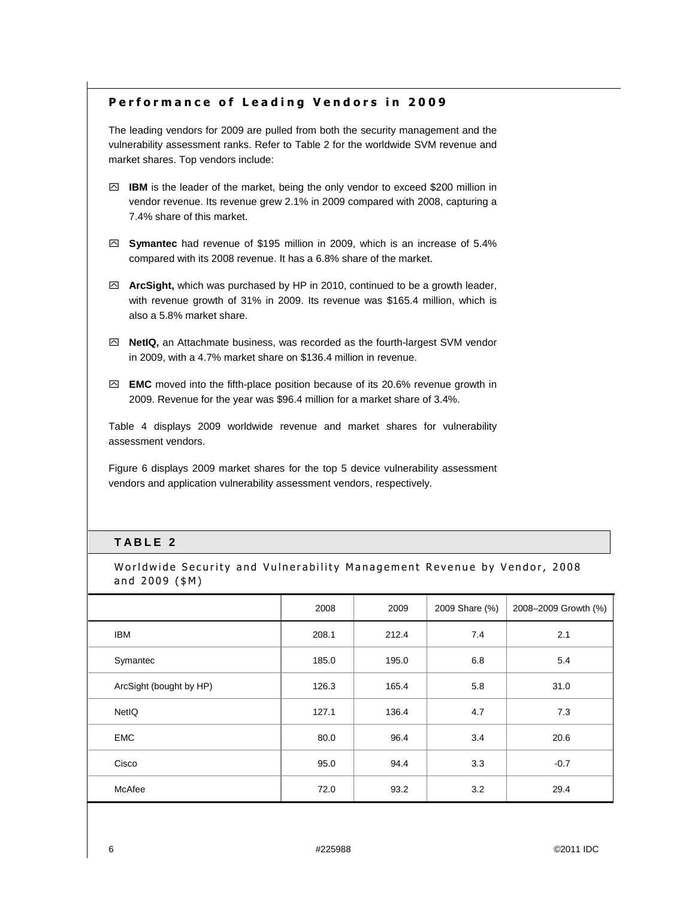## Performance of Leading Vendors in 2009

The leading vendors for 2009 are pulled from both the security management and the vulnerability assessment ranks. Refer to Table 2 for the worldwide SVM revenue and market shares. Top vendors include:

- **IBM** is the leader of the market, being the only vendor to exceed $200 million in vendor revenue. Its revenue grew 2.1% in 2009 compared with 2008, capturing a 7.4% share of this market.
- **Symantec** had revenue of $195 million in 2009, which is an increase of 5.4% compared with its 2008 revenue. It has a 6.8% share of the market.
- **ArcSight,** which was purchased by HP in 2010, continued to be a growth leader, with revenue growth of 31% in 2009. Its revenue was $165.4 million, which is also a 5.8% market share.
- **NetIQ,** an Attachmate business, was recorded as the fourth-largest SVM vendor in 2009, with a 4.7% market share on $136.4 million in revenue.
- **EMC** moved into the fifth-place position because of its 20.6% revenue growth in 2009. Revenue for the year was $96.4 million for a market share of 3.4%.

Table 4 displays 2009 worldwide revenue and market shares for vulnerability assessment vendors.

Figure 6 displays 2009 market shares for the top 5 device vulnerability assessment vendors and application vulnerability assessment vendors, respectively.

### TABLE 2

Worldwide Security and Vulnerability Management Revenue by Vendor, 2008 and 2009 ($M)

| | 2008 | 2009 | 2009 Share (%) | 2008–2009 Growth (%) |
|---|---|---|---|---|
| IBM | 208.1 | 212.4 | 7.4 | 2.1 |
| Symantec | 185.0 | 195.0 | 6.8 | 5.4 |
| ArcSight (bought by HP) | 126.3 | 165.4 | 5.8 | 31.0 |
| NetIQ | 127.1 | 136.4 | 4.7 | 7.3 |
| EMC | 80.0 | 96.4 | 3.4 | 20.6 |
| Cisco | 95.0 | 94.4 | 3.3 | -0.7 |
| McAfee | 72.0 | 93.2 | 3.2 | 29.4 |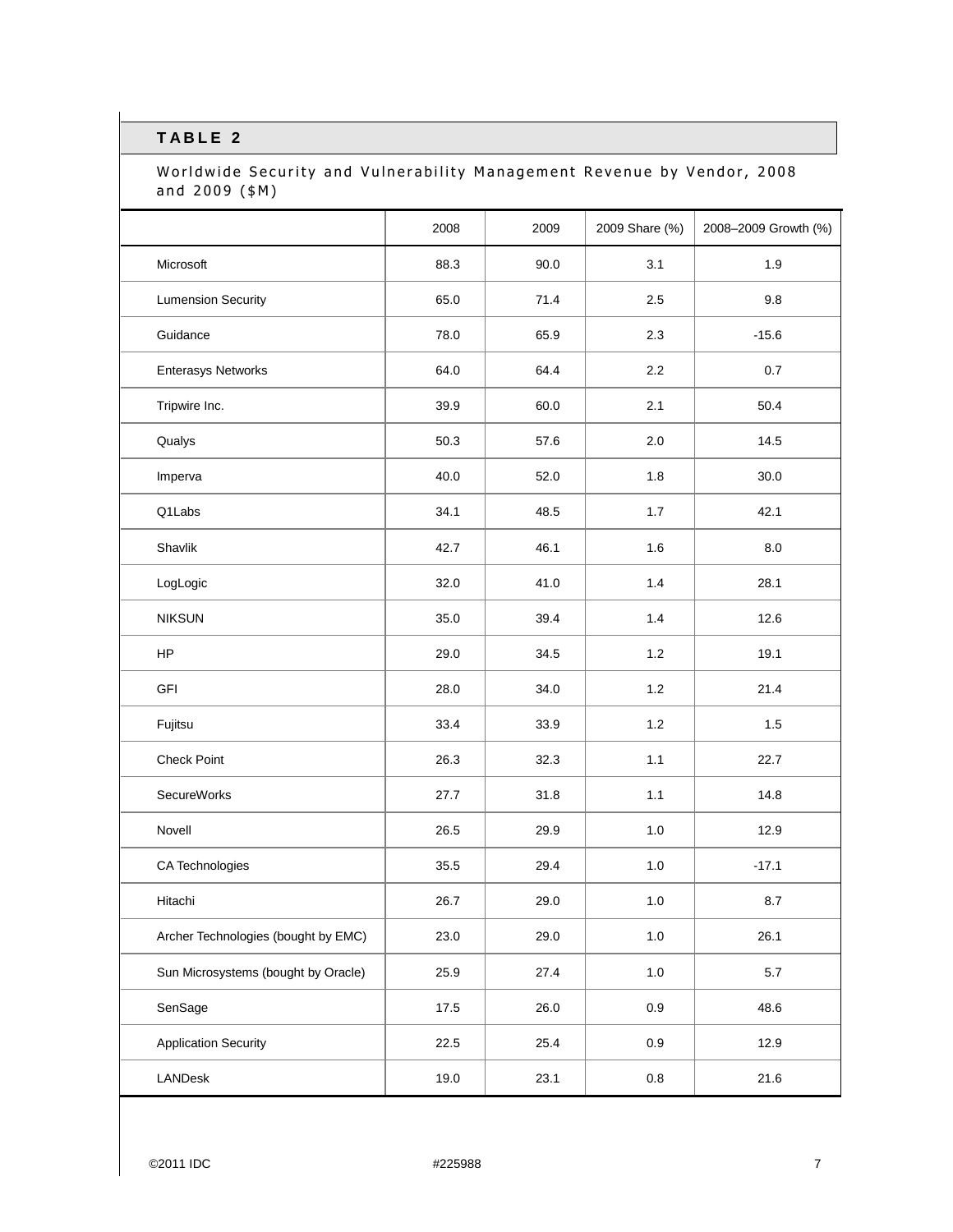**TABLE 2**

Worldwide Security and Vulnerability Management Revenue by Vendor, 2008 and 2009 ($M)

| | 2008 | 2009 | 2009 Share (%) | 2008–2009 Growth (%) |
|---|---|---|---|---|
| Microsoft | 88.3 | 90.0 | 3.1 | 1.9 |
| Lumension Security | 65.0 | 71.4 | 2.5 | 9.8 |
| Guidance | 78.0 | 65.9 | 2.3 | -15.6 |
| Enterasys Networks | 64.0 | 64.4 | 2.2 | 0.7 |
| Tripwire Inc. | 39.9 | 60.0 | 2.1 | 50.4 |
| Qualys | 50.3 | 57.6 | 2.0 | 14.5 |
| Imperva | 40.0 | 52.0 | 1.8 | 30.0 |
| Q1Labs | 34.1 | 48.5 | 1.7 | 42.1 |
| Shavlik | 42.7 | 46.1 | 1.6 | 8.0 |
| LogLogic | 32.0 | 41.0 | 1.4 | 28.1 |
| NIKSUN | 35.0 | 39.4 | 1.4 | 12.6 |
| HP | 29.0 | 34.5 | 1.2 | 19.1 |
| GFI | 28.0 | 34.0 | 1.2 | 21.4 |
| Fujitsu | 33.4 | 33.9 | 1.2 | 1.5 |
| Check Point | 26.3 | 32.3 | 1.1 | 22.7 |
| SecureWorks | 27.7 | 31.8 | 1.1 | 14.8 |
| Novell | 26.5 | 29.9 | 1.0 | 12.9 |
| CA Technologies | 35.5 | 29.4 | 1.0 | -17.1 |
| Hitachi | 26.7 | 29.0 | 1.0 | 8.7 |
| Archer Technologies (bought by EMC) | 23.0 | 29.0 | 1.0 | 26.1 |
| Sun Microsystems (bought by Oracle) | 25.9 | 27.4 | 1.0 | 5.7 |
| SenSage | 17.5 | 26.0 | 0.9 | 48.6 |
| Application Security | 22.5 | 25.4 | 0.9 | 12.9 |
| LANDesk | 19.0 | 23.1 | 0.8 | 21.6 |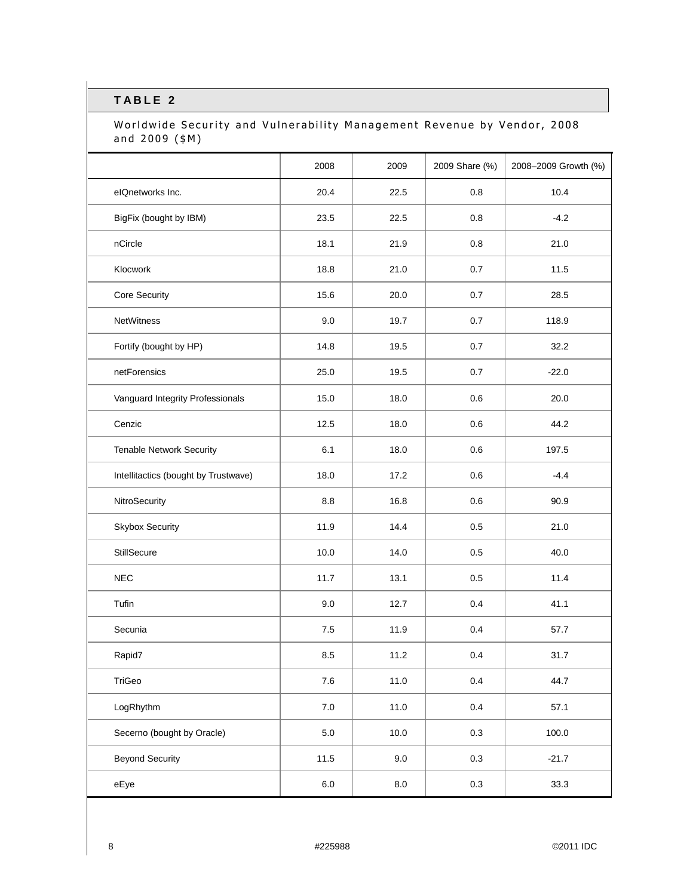## TABLE 2

Worldwide Security and Vulnerability Management Revenue by Vendor, 2008 and 2009 ($M)

| | 2008 | 2009 | 2009 Share (%) | 2008–2009 Growth (%) |
|---|---|---|---|---|
| eIQnetworks Inc. | 20.4 | 22.5 | 0.8 | 10.4 |
| BigFix (bought by IBM) | 23.5 | 22.5 | 0.8 | -4.2 |
| nCircle | 18.1 | 21.9 | 0.8 | 21.0 |
| Klocwork | 18.8 | 21.0 | 0.7 | 11.5 |
| Core Security | 15.6 | 20.0 | 0.7 | 28.5 |
| NetWitness | 9.0 | 19.7 | 0.7 | 118.9 |
| Fortify (bought by HP) | 14.8 | 19.5 | 0.7 | 32.2 |
| netForensics | 25.0 | 19.5 | 0.7 | -22.0 |
| Vanguard Integrity Professionals | 15.0 | 18.0 | 0.6 | 20.0 |
| Cenzic | 12.5 | 18.0 | 0.6 | 44.2 |
| Tenable Network Security | 6.1 | 18.0 | 0.6 | 197.5 |
| Intellitactics (bought by Trustwave) | 18.0 | 17.2 | 0.6 | -4.4 |
| NitroSecurity | 8.8 | 16.8 | 0.6 | 90.9 |
| Skybox Security | 11.9 | 14.4 | 0.5 | 21.0 |
| StillSecure | 10.0 | 14.0 | 0.5 | 40.0 |
| NEC | 11.7 | 13.1 | 0.5 | 11.4 |
| Tufin | 9.0 | 12.7 | 0.4 | 41.1 |
| Secunia | 7.5 | 11.9 | 0.4 | 57.7 |
| Rapid7 | 8.5 | 11.2 | 0.4 | 31.7 |
| TriGeo | 7.6 | 11.0 | 0.4 | 44.7 |
| LogRhythm | 7.0 | 11.0 | 0.4 | 57.1 |
| Secerno (bought by Oracle) | 5.0 | 10.0 | 0.3 | 100.0 |
| Beyond Security | 11.5 | 9.0 | 0.3 | -21.7 |
| eEye | 6.0 | 8.0 | 0.3 | 33.3 |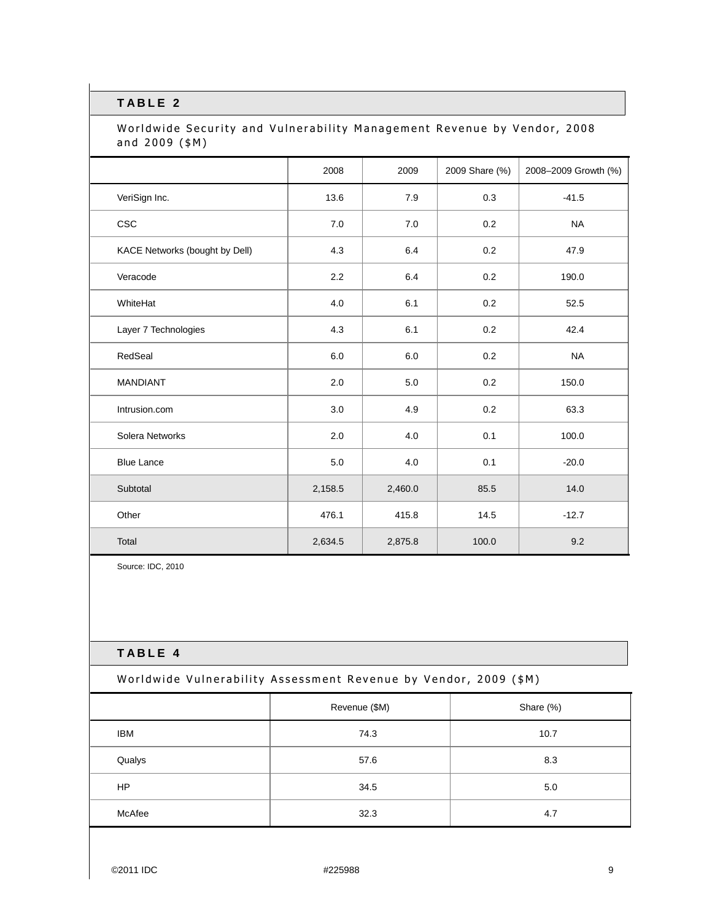**TABLE 2**

Worldwide Security and Vulnerability Management Revenue by Vendor, 2008 and 2009 ($M)

| | 2008 | 2009 | 2009 Share (%) | 2008–2009 Growth (%) |
|---|---|---|---|---|
| VeriSign Inc. | 13.6 | 7.9 | 0.3 | -41.5 |
| CSC | 7.0 | 7.0 | 0.2 | NA |
| KACE Networks (bought by Dell) | 4.3 | 6.4 | 0.2 | 47.9 |
| Veracode | 2.2 | 6.4 | 0.2 | 190.0 |
| WhiteHat | 4.0 | 6.1 | 0.2 | 52.5 |
| Layer 7 Technologies | 4.3 | 6.1 | 0.2 | 42.4 |
| RedSeal | 6.0 | 6.0 | 0.2 | NA |
| MANDIANT | 2.0 | 5.0 | 0.2 | 150.0 |
| Intrusion.com | 3.0 | 4.9 | 0.2 | 63.3 |
| Solera Networks | 2.0 | 4.0 | 0.1 | 100.0 |
| Blue Lance | 5.0 | 4.0 | 0.1 | -20.0 |
| Subtotal | 2,158.5 | 2,460.0 | 85.5 | 14.0 |
| Other | 476.1 | 415.8 | 14.5 | -12.7 |
| Total | 2,634.5 | 2,875.8 | 100.0 | 9.2 |

Source: IDC, 2010

**TABLE 4**

Worldwide Vulnerability Assessment Revenue by Vendor, 2009 ($M)

| | Revenue ($M) | Share (%) |
|---|---|---|
| IBM | 74.3 | 10.7 |
| Qualys | 57.6 | 8.3 |
| HP | 34.5 | 5.0 |
| McAfee | 32.3 | 4.7 |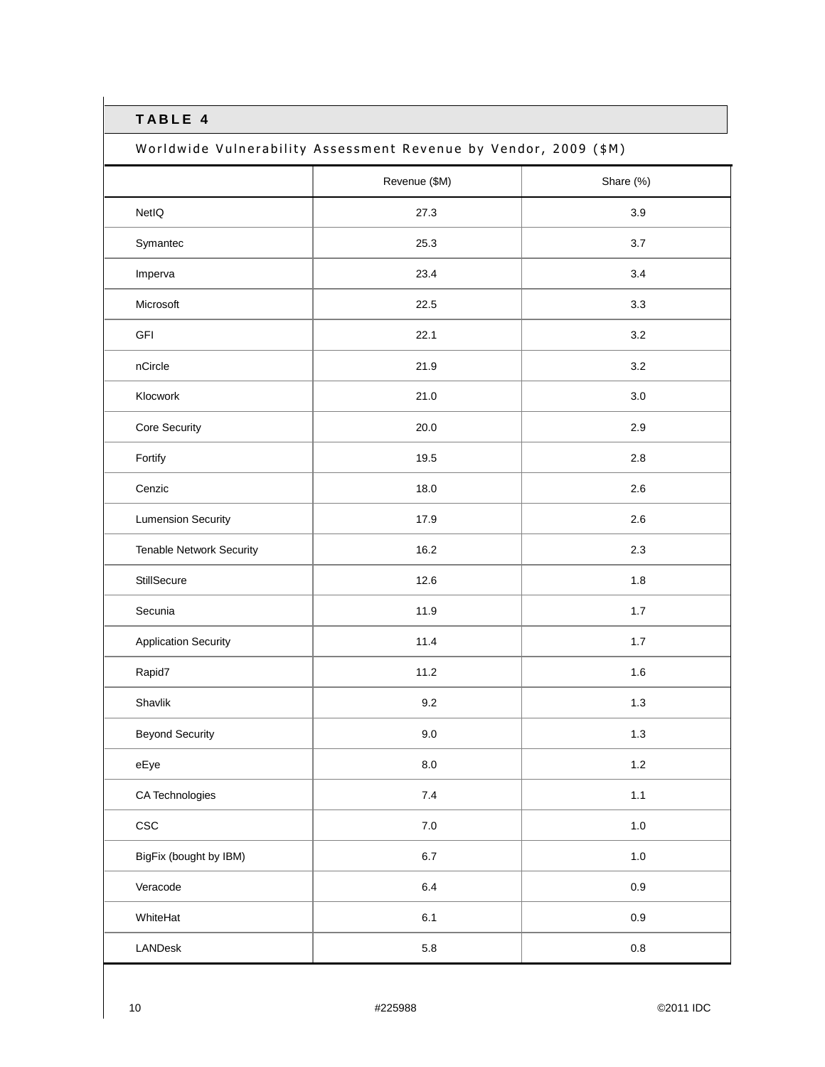**TABLE 4**

Worldwide Vulnerability Assessment Revenue by Vendor, 2009 ($M)

| | Revenue ($M) | Share (%) |
|---|---|---|
| NetIQ | 27.3 | 3.9 |
| Symantec | 25.3 | 3.7 |
| Imperva | 23.4 | 3.4 |
| Microsoft | 22.5 | 3.3 |
| GFI | 22.1 | 3.2 |
| nCircle | 21.9 | 3.2 |
| Klocwork | 21.0 | 3.0 |
| Core Security | 20.0 | 2.9 |
| Fortify | 19.5 | 2.8 |
| Cenzic | 18.0 | 2.6 |
| Lumension Security | 17.9 | 2.6 |
| Tenable Network Security | 16.2 | 2.3 |
| StillSecure | 12.6 | 1.8 |
| Secunia | 11.9 | 1.7 |
| Application Security | 11.4 | 1.7 |
| Rapid7 | 11.2 | 1.6 |
| Shavlik | 9.2 | 1.3 |
| Beyond Security | 9.0 | 1.3 |
| eEye | 8.0 | 1.2 |
| CA Technologies | 7.4 | 1.1 |
| CSC | 7.0 | 1.0 |
| BigFix (bought by IBM) | 6.7 | 1.0 |
| Veracode | 6.4 | 0.9 |
| WhiteHat | 6.1 | 0.9 |
| LANDesk | 5.8 | 0.8 |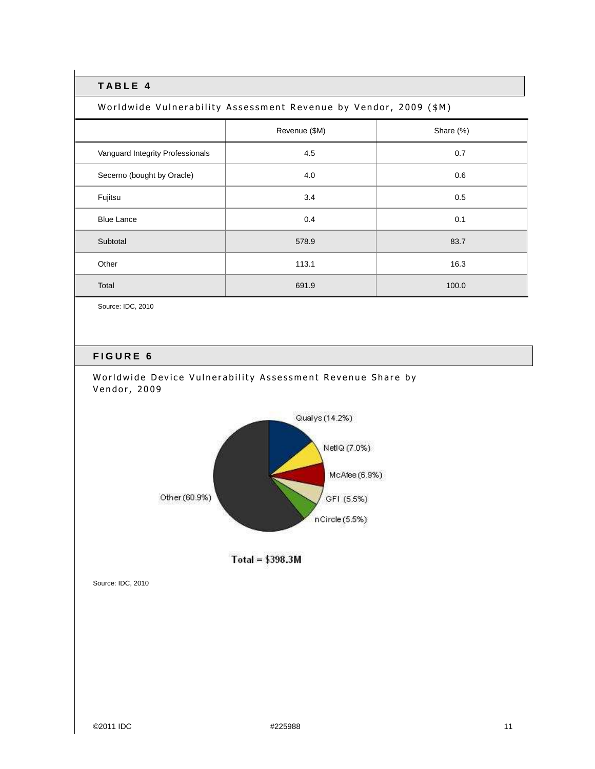**TABLE 4**

Worldwide Vulnerability Assessment Revenue by Vendor, 2009 ($M)

| | Revenue ($M) | Share (%) |
|---|---|---|
| Vanguard Integrity Professionals | 4.5 | 0.7 |
| Secerno (bought by Oracle) | 4.0 | 0.6 |
| Fujitsu | 3.4 | 0.5 |
| Blue Lance | 0.4 | 0.1 |
| Subtotal | 578.9 | 83.7 |
| Other | 113.1 | 16.3 |
| Total | 691.9 | 100.0 |

Source: IDC, 2010

**FIGURE 6**

Worldwide Device Vulnerability Assessment Revenue Share by Vendor, 2009

Qualys (14.2%)
NetIQ (7.0%)
McAfee (6.9%)
GFI (5.5%)
nCircle (5.5%)
Other (60.9%)

Total = $398.3M

Source: IDC, 2010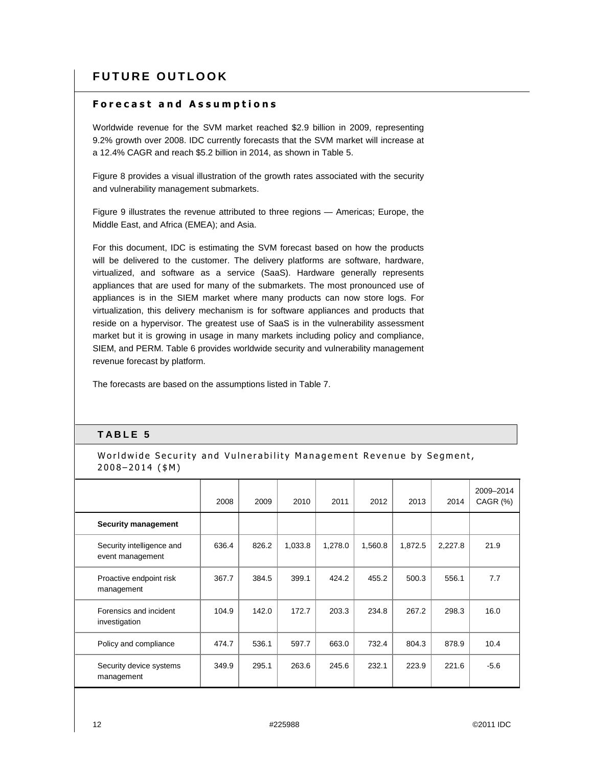# FUTURE OUTLOOK

## Forecast and Assumptions

Worldwide revenue for the SVM market reached $2.9 billion in 2009, representing 9.2% growth over 2008. IDC currently forecasts that the SVM market will increase at a 12.4% CAGR and reach $5.2 billion in 2014, as shown in Table 5.

Figure 8 provides a visual illustration of the growth rates associated with the security and vulnerability management submarkets.

Figure 9 illustrates the revenue attributed to three regions — Americas; Europe, the Middle East, and Africa (EMEA); and Asia.

For this document, IDC is estimating the SVM forecast based on how the products will be delivered to the customer. The delivery platforms are software, hardware, virtualized, and software as a service (SaaS). Hardware generally represents appliances that are used for many of the submarkets. The most pronounced use of appliances is in the SIEM market where many products can now store logs. For virtualization, this delivery mechanism is for software appliances and products that reside on a hypervisor. The greatest use of SaaS is in the vulnerability assessment market but it is growing in usage in many markets including policy and compliance, SIEM, and PERM. Table 6 provides worldwide security and vulnerability management revenue forecast by platform.

The forecasts are based on the assumptions listed in Table 7.

### TABLE 5

Worldwide Security and Vulnerability Management Revenue by Segment, 2008–2014 ($M)

| | 2008 | 2009 | 2010 | 2011 | 2012 | 2013 | 2014 | 2009–2014 CAGR (%) |
|---|---|---|---|---|---|---|---|---|
| **Security management** | | | | | | | | |
| Security intelligence and event management | 636.4 | 826.2 | 1,033.8 | 1,278.0 | 1,560.8 | 1,872.5 | 2,227.8 | 21.9 |
| Proactive endpoint risk management | 367.7 | 384.5 | 399.1 | 424.2 | 455.2 | 500.3 | 556.1 | 7.7 |
| Forensics and incident investigation | 104.9 | 142.0 | 172.7 | 203.3 | 234.8 | 267.2 | 298.3 | 16.0 |
| Policy and compliance | 474.7 | 536.1 | 597.7 | 663.0 | 732.4 | 804.3 | 878.9 | 10.4 |
| Security device systems management | 349.9 | 295.1 | 263.6 | 245.6 | 232.1 | 223.9 | 221.6 | -5.6 |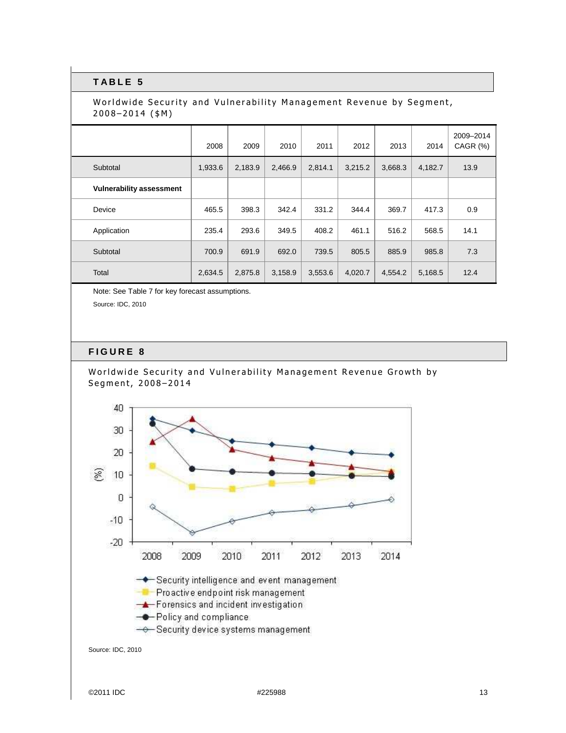## TABLE 5

Worldwide Security and Vulnerability Management Revenue by Segment, 2008–2014 ($M)

| | 2008 | 2009 | 2010 | 2011 | 2012 | 2013 | 2014 | 2009–2014 CAGR (%) |
|---|---|---|---|---|---|---|---|---|
| Subtotal | 1,933.6 | 2,183.9 | 2,466.9 | 2,814.1 | 3,215.2 | 3,668.3 | 4,182.7 | 13.9 |
| **Vulnerability assessment** | | | | | | | | |
| Device | 465.5 | 398.3 | 342.4 | 331.2 | 344.4 | 369.7 | 417.3 | 0.9 |
| Application | 235.4 | 293.6 | 349.5 | 408.2 | 461.1 | 516.2 | 568.5 | 14.1 |
| Subtotal | 700.9 | 691.9 | 692.0 | 739.5 | 805.5 | 885.9 | 985.8 | 7.3 |
| Total | 2,634.5 | 2,875.8 | 3,158.9 | 3,553.6 | 4,020.7 | 4,554.2 | 5,168.5 | 12.4 |

Note: See Table 7 for key forecast assumptions.

Source: IDC, 2010

## FIGURE 8

Worldwide Security and Vulnerability Management Revenue Growth by Segment, 2008–2014

Source: IDC, 2010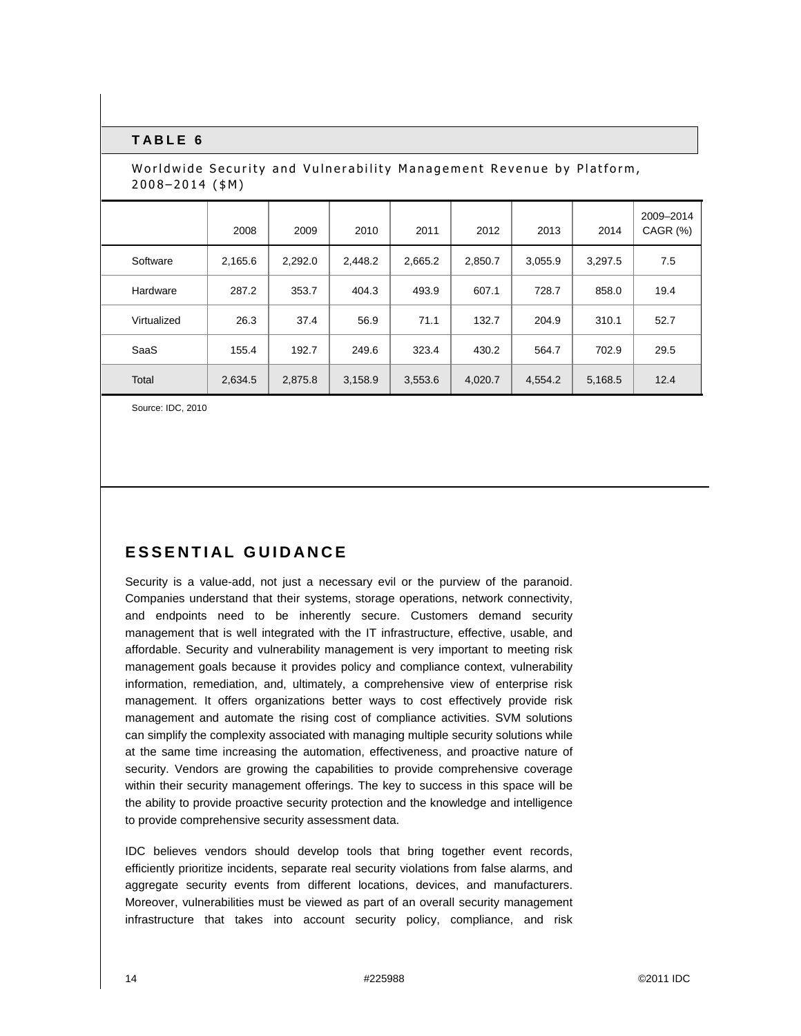**TABLE 6**

Worldwide Security and Vulnerability Management Revenue by Platform, 2008–2014 ($M)

| | 2008 | 2009 | 2010 | 2011 | 2012 | 2013 | 2014 | 2009–2014 CAGR (%) |
|---|---|---|---|---|---|---|---|---|
| Software | 2,165.6 | 2,292.0 | 2,448.2 | 2,665.2 | 2,850.7 | 3,055.9 | 3,297.5 | 7.5 |
| Hardware | 287.2 | 353.7 | 404.3 | 493.9 | 607.1 | 728.7 | 858.0 | 19.4 |
| Virtualized | 26.3 | 37.4 | 56.9 | 71.1 | 132.7 | 204.9 | 310.1 | 52.7 |
| SaaS | 155.4 | 192.7 | 249.6 | 323.4 | 430.2 | 564.7 | 702.9 | 29.5 |
| Total | 2,634.5 | 2,875.8 | 3,158.9 | 3,553.6 | 4,020.7 | 4,554.2 | 5,168.5 | 12.4 |

Source: IDC, 2010

# ESSENTIAL GUIDANCE

Security is a value-add, not just a necessary evil or the purview of the paranoid. Companies understand that their systems, storage operations, network connectivity, and endpoints need to be inherently secure. Customers demand security management that is well integrated with the IT infrastructure, effective, usable, and affordable. Security and vulnerability management is very important to meeting risk management goals because it provides policy and compliance context, vulnerability information, remediation, and, ultimately, a comprehensive view of enterprise risk management. It offers organizations better ways to cost effectively provide risk management and automate the rising cost of compliance activities. SVM solutions can simplify the complexity associated with managing multiple security solutions while at the same time increasing the automation, effectiveness, and proactive nature of security. Vendors are growing the capabilities to provide comprehensive coverage within their security management offerings. The key to success in this space will be the ability to provide proactive security protection and the knowledge and intelligence to provide comprehensive security assessment data.

IDC believes vendors should develop tools that bring together event records, efficiently prioritize incidents, separate real security violations from false alarms, and aggregate security events from different locations, devices, and manufacturers. Moreover, vulnerabilities must be viewed as part of an overall security management infrastructure that takes into account security policy, compliance, and risk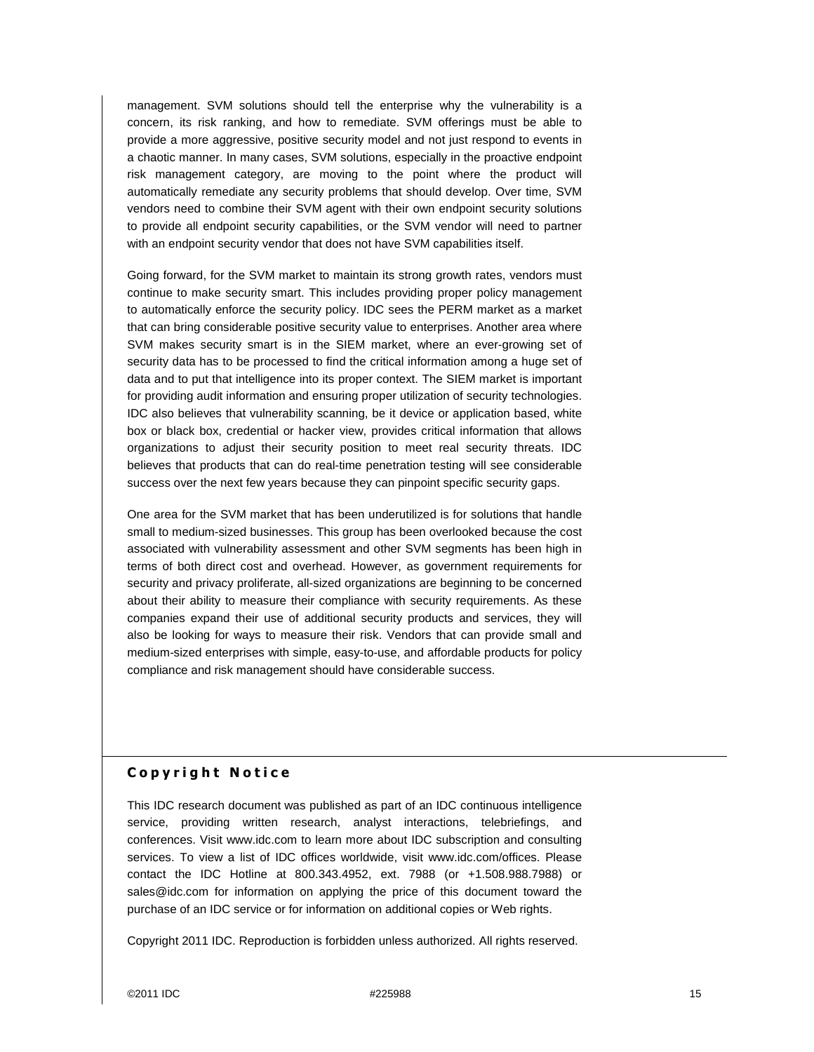management. SVM solutions should tell the enterprise why the vulnerability is a concern, its risk ranking, and how to remediate. SVM offerings must be able to provide a more aggressive, positive security model and not just respond to events in a chaotic manner. In many cases, SVM solutions, especially in the proactive endpoint risk management category, are moving to the point where the product will automatically remediate any security problems that should develop. Over time, SVM vendors need to combine their SVM agent with their own endpoint security solutions to provide all endpoint security capabilities, or the SVM vendor will need to partner with an endpoint security vendor that does not have SVM capabilities itself.

Going forward, for the SVM market to maintain its strong growth rates, vendors must continue to make security smart. This includes providing proper policy management to automatically enforce the security policy. IDC sees the PERM market as a market that can bring considerable positive security value to enterprises. Another area where SVM makes security smart is in the SIEM market, where an ever-growing set of security data has to be processed to find the critical information among a huge set of data and to put that intelligence into its proper context. The SIEM market is important for providing audit information and ensuring proper utilization of security technologies. IDC also believes that vulnerability scanning, be it device or application based, white box or black box, credential or hacker view, provides critical information that allows organizations to adjust their security position to meet real security threats. IDC believes that products that can do real-time penetration testing will see considerable success over the next few years because they can pinpoint specific security gaps.

One area for the SVM market that has been underutilized is for solutions that handle small to medium-sized businesses. This group has been overlooked because the cost associated with vulnerability assessment and other SVM segments has been high in terms of both direct cost and overhead. However, as government requirements for security and privacy proliferate, all-sized organizations are beginning to be concerned about their ability to measure their compliance with security requirements. As these companies expand their use of additional security products and services, they will also be looking for ways to measure their risk. Vendors that can provide small and medium-sized enterprises with simple, easy-to-use, and affordable products for policy compliance and risk management should have considerable success.

## Copyright Notice

This IDC research document was published as part of an IDC continuous intelligence service, providing written research, analyst interactions, telebriefings, and conferences. Visit www.idc.com to learn more about IDC subscription and consulting services. To view a list of IDC offices worldwide, visit www.idc.com/offices. Please contact the IDC Hotline at 800.343.4952, ext. 7988 (or +1.508.988.7988) or sales@idc.com for information on applying the price of this document toward the purchase of an IDC service or for information on additional copies or Web rights.

Copyright 2011 IDC. Reproduction is forbidden unless authorized. All rights reserved.